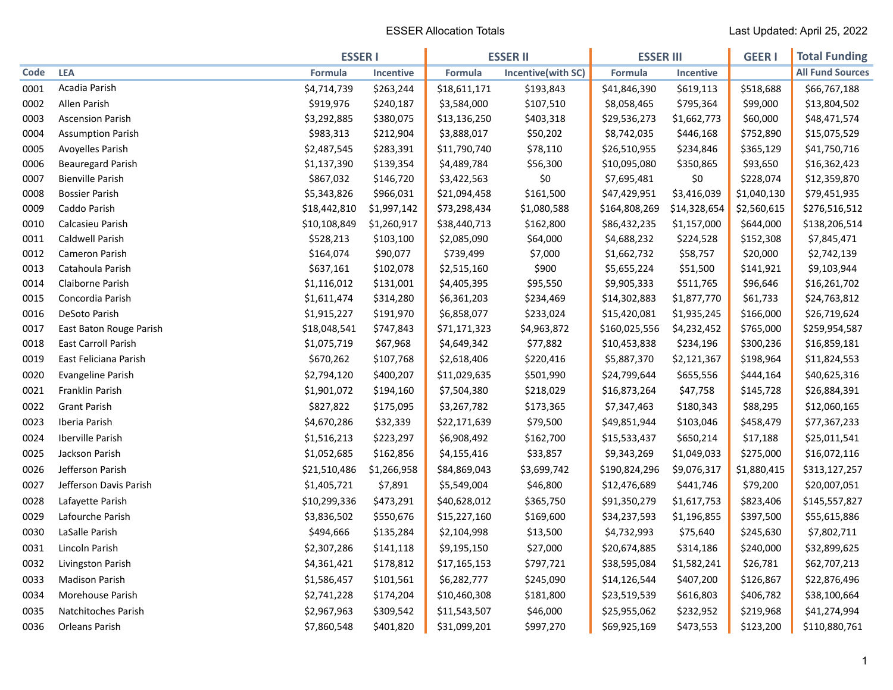# ESSER Allocation Totals

Last Updated: April 25, 2022

| Code | LEA | ESSER I | | ESSER II | | ESSER III | | GEER I | Total Funding |
|---|---|---|---|---|---|---|---|---|---|
| | | Formula | Incentive | Formula | Incentive(with SC) | Formula | Incentive | | All Fund Sources |
| 0001 | Acadia Parish | $4,714,739 | $263,244 | $18,611,171 | $193,843 | $41,846,390 | $619,113 | $518,688 | $66,767,188 |
| 0002 | Allen Parish | $919,976 | $240,187 | $3,584,000 | $107,510 | $8,058,465 | $795,364 | $99,000 | $13,804,502 |
| 0003 | Ascension Parish | $3,292,885 | $380,075 | $13,136,250 | $403,318 | $29,536,273 | $1,662,773 | $60,000 | $48,471,574 |
| 0004 | Assumption Parish | $983,313 | $212,904 | $3,888,017 | $50,202 | $8,742,035 | $446,168 | $752,890 | $15,075,529 |
| 0005 | Avoyelles Parish | $2,487,545 | $283,391 | $11,790,740 | $78,110 | $26,510,955 | $234,846 | $365,129 | $41,750,716 |
| 0006 | Beauregard Parish | $1,137,390 | $139,354 | $4,489,784 | $56,300 | $10,095,080 | $350,865 | $93,650 | $16,362,423 |
| 0007 | Bienville Parish | $867,032 | $146,720 | $3,422,563 | $0 | $7,695,481 | $0 | $228,074 | $12,359,870 |
| 0008 | Bossier Parish | $5,343,826 | $966,031 | $21,094,458 | $161,500 | $47,429,951 | $3,416,039 | $1,040,130 | $79,451,935 |
| 0009 | Caddo Parish | $18,442,810 | $1,997,142 | $73,298,434 | $1,080,588 | $164,808,269 | $14,328,654 | $2,560,615 | $276,516,512 |
| 0010 | Calcasieu Parish | $10,108,849 | $1,260,917 | $38,440,713 | $162,800 | $86,432,235 | $1,157,000 | $644,000 | $138,206,514 |
| 0011 | Caldwell Parish | $528,213 | $103,100 | $2,085,090 | $64,000 | $4,688,232 | $224,528 | $152,308 | $7,845,471 |
| 0012 | Cameron Parish | $164,074 | $90,077 | $739,499 | $7,000 | $1,662,732 | $58,757 | $20,000 | $2,742,139 |
| 0013 | Catahoula Parish | $637,161 | $102,078 | $2,515,160 | $900 | $5,655,224 | $51,500 | $141,921 | $9,103,944 |
| 0014 | Claiborne Parish | $1,116,012 | $131,001 | $4,405,395 | $95,550 | $9,905,333 | $511,765 | $96,646 | $16,261,702 |
| 0015 | Concordia Parish | $1,611,474 | $314,280 | $6,361,203 | $234,469 | $14,302,883 | $1,877,770 | $61,733 | $24,763,812 |
| 0016 | DeSoto Parish | $1,915,227 | $191,970 | $6,858,077 | $233,024 | $15,420,081 | $1,935,245 | $166,000 | $26,719,624 |
| 0017 | East Baton Rouge Parish | $18,048,541 | $747,843 | $71,171,323 | $4,963,872 | $160,025,556 | $4,232,452 | $765,000 | $259,954,587 |
| 0018 | East Carroll Parish | $1,075,719 | $67,968 | $4,649,342 | $77,882 | $10,453,838 | $234,196 | $300,236 | $16,859,181 |
| 0019 | East Feliciana Parish | $670,262 | $107,768 | $2,618,406 | $220,416 | $5,887,370 | $2,121,367 | $198,964 | $11,824,553 |
| 0020 | Evangeline Parish | $2,794,120 | $400,207 | $11,029,635 | $501,990 | $24,799,644 | $655,556 | $444,164 | $40,625,316 |
| 0021 | Franklin Parish | $1,901,072 | $194,160 | $7,504,380 | $218,029 | $16,873,264 | $47,758 | $145,728 | $26,884,391 |
| 0022 | Grant Parish | $827,822 | $175,095 | $3,267,782 | $173,365 | $7,347,463 | $180,343 | $88,295 | $12,060,165 |
| 0023 | Iberia Parish | $4,670,286 | $32,339 | $22,171,639 | $79,500 | $49,851,944 | $103,046 | $458,479 | $77,367,233 |
| 0024 | Iberville Parish | $1,516,213 | $223,297 | $6,908,492 | $162,700 | $15,533,437 | $650,214 | $17,188 | $25,011,541 |
| 0025 | Jackson Parish | $1,052,685 | $162,856 | $4,155,416 | $33,857 | $9,343,269 | $1,049,033 | $275,000 | $16,072,116 |
| 0026 | Jefferson Parish | $21,510,486 | $1,266,958 | $84,869,043 | $3,699,742 | $190,824,296 | $9,076,317 | $1,880,415 | $313,127,257 |
| 0027 | Jefferson Davis Parish | $1,405,721 | $7,891 | $5,549,004 | $46,800 | $12,476,689 | $441,746 | $79,200 | $20,007,051 |
| 0028 | Lafayette Parish | $10,299,336 | $473,291 | $40,628,012 | $365,750 | $91,350,279 | $1,617,753 | $823,406 | $145,557,827 |
| 0029 | Lafourche Parish | $3,836,502 | $550,676 | $15,227,160 | $169,600 | $34,237,593 | $1,196,855 | $397,500 | $55,615,886 |
| 0030 | LaSalle Parish | $494,666 | $135,284 | $2,104,998 | $13,500 | $4,732,993 | $75,640 | $245,630 | $7,802,711 |
| 0031 | Lincoln Parish | $2,307,286 | $141,118 | $9,195,150 | $27,000 | $20,674,885 | $314,186 | $240,000 | $32,899,625 |
| 0032 | Livingston Parish | $4,361,421 | $178,812 | $17,165,153 | $797,721 | $38,595,084 | $1,582,241 | $26,781 | $62,707,213 |
| 0033 | Madison Parish | $1,586,457 | $101,561 | $6,282,777 | $245,090 | $14,126,544 | $407,200 | $126,867 | $22,876,496 |
| 0034 | Morehouse Parish | $2,741,228 | $174,204 | $10,460,308 | $181,800 | $23,519,539 | $616,803 | $406,782 | $38,100,664 |
| 0035 | Natchitoches Parish | $2,967,963 | $309,542 | $11,543,507 | $46,000 | $25,955,062 | $232,952 | $219,968 | $41,274,994 |
| 0036 | Orleans Parish | $7,860,548 | $401,820 | $31,099,201 | $997,270 | $69,925,169 | $473,553 | $123,200 | $110,880,761 |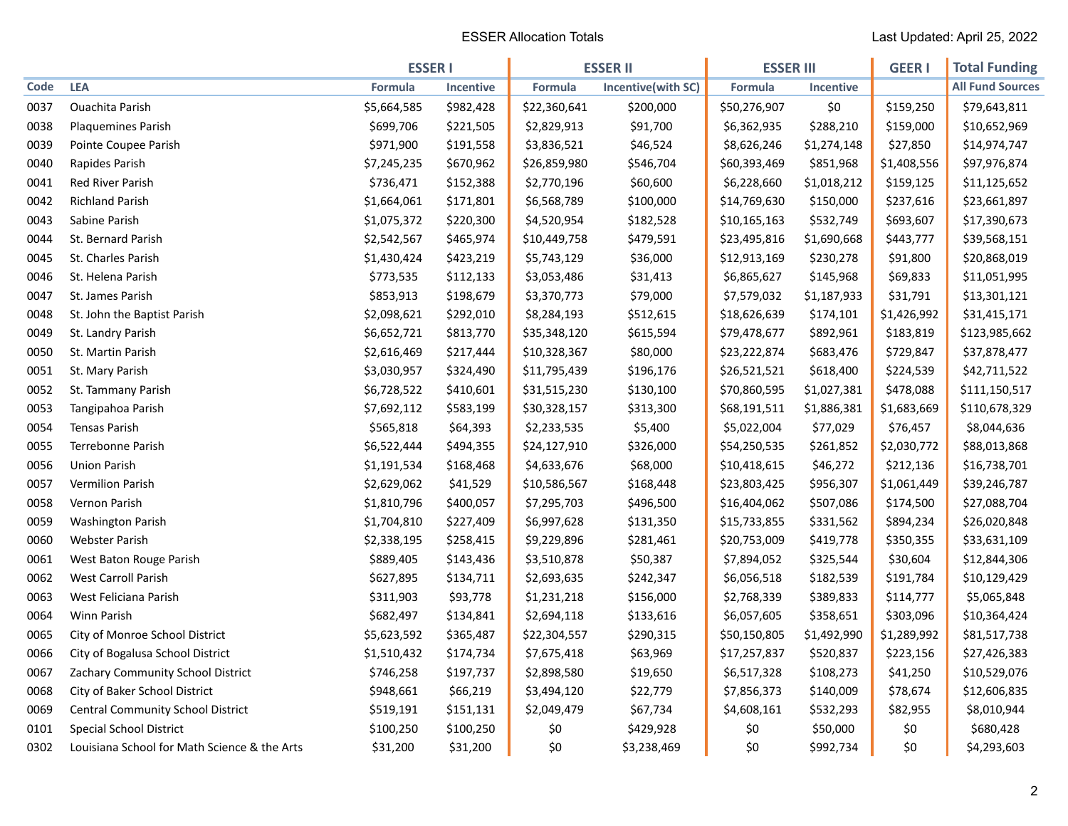ESSER Allocation Totals

Last Updated: April 25, 2022

| | | ESSER I | | ESSER II | | ESSER III | | GEER I | Total Funding |
|---|---|---|---|---|---|---|---|---|---|
| Code | LEA | Formula | Incentive | Formula | Incentive(with SC) | Formula | Incentive | | All Fund Sources |
| 0037 | Ouachita Parish | $5,664,585 | $982,428 | $22,360,641 | $200,000 | $50,276,907 | $0 | $159,250 | $79,643,811 |
| 0038 | Plaquemines Parish | $699,706 | $221,505 | $2,829,913 | $91,700 | $6,362,935 | $288,210 | $159,000 | $10,652,969 |
| 0039 | Pointe Coupee Parish | $971,900 | $191,558 | $3,836,521 | $46,524 | $8,626,246 | $1,274,148 | $27,850 | $14,974,747 |
| 0040 | Rapides Parish | $7,245,235 | $670,962 | $26,859,980 | $546,704 | $60,393,469 | $851,968 | $1,408,556 | $97,976,874 |
| 0041 | Red River Parish | $736,471 | $152,388 | $2,770,196 | $60,600 | $6,228,660 | $1,018,212 | $159,125 | $11,125,652 |
| 0042 | Richland Parish | $1,664,061 | $171,801 | $6,568,789 | $100,000 | $14,769,630 | $150,000 | $237,616 | $23,661,897 |
| 0043 | Sabine Parish | $1,075,372 | $220,300 | $4,520,954 | $182,528 | $10,165,163 | $532,749 | $693,607 | $17,390,673 |
| 0044 | St. Bernard Parish | $2,542,567 | $465,974 | $10,449,758 | $479,591 | $23,495,816 | $1,690,668 | $443,777 | $39,568,151 |
| 0045 | St. Charles Parish | $1,430,424 | $423,219 | $5,743,129 | $36,000 | $12,913,169 | $230,278 | $91,800 | $20,868,019 |
| 0046 | St. Helena Parish | $773,535 | $112,133 | $3,053,486 | $31,413 | $6,865,627 | $145,968 | $69,833 | $11,051,995 |
| 0047 | St. James Parish | $853,913 | $198,679 | $3,370,773 | $79,000 | $7,579,032 | $1,187,933 | $31,791 | $13,301,121 |
| 0048 | St. John the Baptist Parish | $2,098,621 | $292,010 | $8,284,193 | $512,615 | $18,626,639 | $174,101 | $1,426,992 | $31,415,171 |
| 0049 | St. Landry Parish | $6,652,721 | $813,770 | $35,348,120 | $615,594 | $79,478,677 | $892,961 | $183,819 | $123,985,662 |
| 0050 | St. Martin Parish | $2,616,469 | $217,444 | $10,328,367 | $80,000 | $23,222,874 | $683,476 | $729,847 | $37,878,477 |
| 0051 | St. Mary Parish | $3,030,957 | $324,490 | $11,795,439 | $196,176 | $26,521,521 | $618,400 | $224,539 | $42,711,522 |
| 0052 | St. Tammany Parish | $6,728,522 | $410,601 | $31,515,230 | $130,100 | $70,860,595 | $1,027,381 | $478,088 | $111,150,517 |
| 0053 | Tangipahoa Parish | $7,692,112 | $583,199 | $30,328,157 | $313,300 | $68,191,511 | $1,886,381 | $1,683,669 | $110,678,329 |
| 0054 | Tensas Parish | $565,818 | $64,393 | $2,233,535 | $5,400 | $5,022,004 | $77,029 | $76,457 | $8,044,636 |
| 0055 | Terrebonne Parish | $6,522,444 | $494,355 | $24,127,910 | $326,000 | $54,250,535 | $261,852 | $2,030,772 | $88,013,868 |
| 0056 | Union Parish | $1,191,534 | $168,468 | $4,633,676 | $68,000 | $10,418,615 | $46,272 | $212,136 | $16,738,701 |
| 0057 | Vermilion Parish | $2,629,062 | $41,529 | $10,586,567 | $168,448 | $23,803,425 | $956,307 | $1,061,449 | $39,246,787 |
| 0058 | Vernon Parish | $1,810,796 | $400,057 | $7,295,703 | $496,500 | $16,404,062 | $507,086 | $174,500 | $27,088,704 |
| 0059 | Washington Parish | $1,704,810 | $227,409 | $6,997,628 | $131,350 | $15,733,855 | $331,562 | $894,234 | $26,020,848 |
| 0060 | Webster Parish | $2,338,195 | $258,415 | $9,229,896 | $281,461 | $20,753,009 | $419,778 | $350,355 | $33,631,109 |
| 0061 | West Baton Rouge Parish | $889,405 | $143,436 | $3,510,878 | $50,387 | $7,894,052 | $325,544 | $30,604 | $12,844,306 |
| 0062 | West Carroll Parish | $627,895 | $134,711 | $2,693,635 | $242,347 | $6,056,518 | $182,539 | $191,784 | $10,129,429 |
| 0063 | West Feliciana Parish | $311,903 | $93,778 | $1,231,218 | $156,000 | $2,768,339 | $389,833 | $114,777 | $5,065,848 |
| 0064 | Winn Parish | $682,497 | $134,841 | $2,694,118 | $133,616 | $6,057,605 | $358,651 | $303,096 | $10,364,424 |
| 0065 | City of Monroe School District | $5,623,592 | $365,487 | $22,304,557 | $290,315 | $50,150,805 | $1,492,990 | $1,289,992 | $81,517,738 |
| 0066 | City of Bogalusa School District | $1,510,432 | $174,734 | $7,675,418 | $63,969 | $17,257,837 | $520,837 | $223,156 | $27,426,383 |
| 0067 | Zachary Community School District | $746,258 | $197,737 | $2,898,580 | $19,650 | $6,517,328 | $108,273 | $41,250 | $10,529,076 |
| 0068 | City of Baker School District | $948,661 | $66,219 | $3,494,120 | $22,779 | $7,856,373 | $140,009 | $78,674 | $12,606,835 |
| 0069 | Central Community School District | $519,191 | $151,131 | $2,049,479 | $67,734 | $4,608,161 | $532,293 | $82,955 | $8,010,944 |
| 0101 | Special School District | $100,250 | $100,250 | $0 | $429,928 | $0 | $50,000 | $0 | $680,428 |
| 0302 | Louisiana School for Math Science & the Arts | $31,200 | $31,200 | $0 | $3,238,469 | $0 | $992,734 | $0 | $4,293,603 |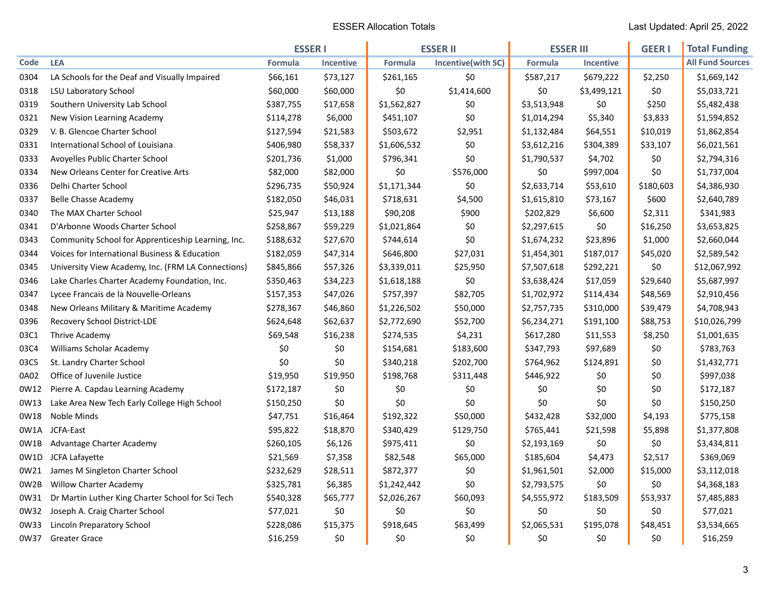ESSER Allocation Totals

Last Updated: April 25, 2022

| | | ESSER I | | ESSER II | | ESSER III | | GEER I | Total Funding |
|---|---|---|---|---|---|---|---|---|---|
| Code | LEA | Formula | Incentive | Formula | Incentive(with SC) | Formula | Incentive | | All Fund Sources |
| 0304 | LA Schools for the Deaf and Visually Impaired | $66,161 | $73,127 | $261,165 | $0 | $587,217 | $679,222 | $2,250 | $1,669,142 |
| 0318 | LSU Laboratory School | $60,000 | $60,000 | $0 | $1,414,600 | $0 | $3,499,121 | $0 | $5,033,721 |
| 0319 | Southern University Lab School | $387,755 | $17,658 | $1,562,827 | $0 | $3,513,948 | $0 | $250 | $5,482,438 |
| 0321 | New Vision Learning Academy | $114,278 | $6,000 | $451,107 | $0 | $1,014,294 | $5,340 | $3,833 | $1,594,852 |
| 0329 | V. B. Glencoe Charter School | $127,594 | $21,583 | $503,672 | $2,951 | $1,132,484 | $64,551 | $10,019 | $1,862,854 |
| 0331 | International School of Louisiana | $406,980 | $58,337 | $1,606,532 | $0 | $3,612,216 | $304,389 | $33,107 | $6,021,561 |
| 0333 | Avoyelles Public Charter School | $201,736 | $1,000 | $796,341 | $0 | $1,790,537 | $4,702 | $0 | $2,794,316 |
| 0334 | New Orleans Center for Creative Arts | $82,000 | $82,000 | $0 | $576,000 | $0 | $997,004 | $0 | $1,737,004 |
| 0336 | Delhi Charter School | $296,735 | $50,924 | $1,171,344 | $0 | $2,633,714 | $53,610 | $180,603 | $4,386,930 |
| 0337 | Belle Chasse Academy | $182,050 | $46,031 | $718,631 | $4,500 | $1,615,810 | $73,167 | $600 | $2,640,789 |
| 0340 | The MAX Charter School | $25,947 | $13,188 | $90,208 | $900 | $202,829 | $6,600 | $2,311 | $341,983 |
| 0341 | D'Arbonne Woods Charter School | $258,867 | $59,229 | $1,021,864 | $0 | $2,297,615 | $0 | $16,250 | $3,653,825 |
| 0343 | Community School for Apprenticeship Learning, Inc. | $188,632 | $27,670 | $744,614 | $0 | $1,674,232 | $23,896 | $1,000 | $2,660,044 |
| 0344 | Voices for International Business & Education | $182,059 | $47,314 | $646,800 | $27,031 | $1,454,301 | $187,017 | $45,020 | $2,589,542 |
| 0345 | University View Academy, Inc. (FRM LA Connections) | $845,866 | $57,326 | $3,339,011 | $25,950 | $7,507,618 | $292,221 | $0 | $12,067,992 |
| 0346 | Lake Charles Charter Academy Foundation, Inc. | $350,463 | $34,223 | $1,618,188 | $0 | $3,638,424 | $17,059 | $29,640 | $5,687,997 |
| 0347 | Lycee Francais de la Nouvelle-Orleans | $157,353 | $47,026 | $757,397 | $82,705 | $1,702,972 | $114,434 | $48,569 | $2,910,456 |
| 0348 | New Orleans Military & Maritime Academy | $278,367 | $46,860 | $1,226,502 | $50,000 | $2,757,735 | $310,000 | $39,479 | $4,708,943 |
| 0396 | Recovery School District-LDE | $624,648 | $62,637 | $2,772,690 | $52,700 | $6,234,271 | $191,100 | $88,753 | $10,026,799 |
| 03C1 | Thrive Academy | $69,548 | $16,238 | $274,535 | $4,231 | $617,280 | $11,553 | $8,250 | $1,001,635 |
| 03C4 | Williams Scholar Academy | $0 | $0 | $154,681 | $183,600 | $347,793 | $97,689 | $0 | $783,763 |
| 03C5 | St. Landry Charter School | $0 | $0 | $340,218 | $202,700 | $764,962 | $124,891 | $0 | $1,432,771 |
| 0A02 | Office of Juvenile Justice | $19,950 | $19,950 | $198,768 | $311,448 | $446,922 | $0 | $0 | $997,038 |
| 0W12 | Pierre A. Capdau Learning Academy | $172,187 | $0 | $0 | $0 | $0 | $0 | $0 | $172,187 |
| 0W13 | Lake Area New Tech Early College High School | $150,250 | $0 | $0 | $0 | $0 | $0 | $0 | $150,250 |
| 0W18 | Noble Minds | $47,751 | $16,464 | $192,322 | $50,000 | $432,428 | $32,000 | $4,193 | $775,158 |
| 0W1A | JCFA-East | $95,822 | $18,870 | $340,429 | $129,750 | $765,441 | $21,598 | $5,898 | $1,377,808 |
| 0W1B | Advantage Charter Academy | $260,105 | $6,126 | $975,411 | $0 | $2,193,169 | $0 | $0 | $3,434,811 |
| 0W1D | JCFA Lafayette | $21,569 | $7,358 | $82,548 | $65,000 | $185,604 | $4,473 | $2,517 | $369,069 |
| 0W21 | James M Singleton Charter School | $232,629 | $28,511 | $872,377 | $0 | $1,961,501 | $2,000 | $15,000 | $3,112,018 |
| 0W2B | Willow Charter Academy | $325,781 | $6,385 | $1,242,442 | $0 | $2,793,575 | $0 | $0 | $4,368,183 |
| 0W31 | Dr Martin Luther King Charter School for Sci Tech | $540,328 | $65,777 | $2,026,267 | $60,093 | $4,555,972 | $183,509 | $53,937 | $7,485,883 |
| 0W32 | Joseph A. Craig Charter School | $77,021 | $0 | $0 | $0 | $0 | $0 | $0 | $77,021 |
| 0W33 | Lincoln Preparatory School | $228,086 | $15,375 | $918,645 | $63,499 | $2,065,531 | $195,078 | $48,451 | $3,534,665 |
| 0W37 | Greater Grace | $16,259 | $0 | $0 | $0 | $0 | $0 | $0 | $16,259 |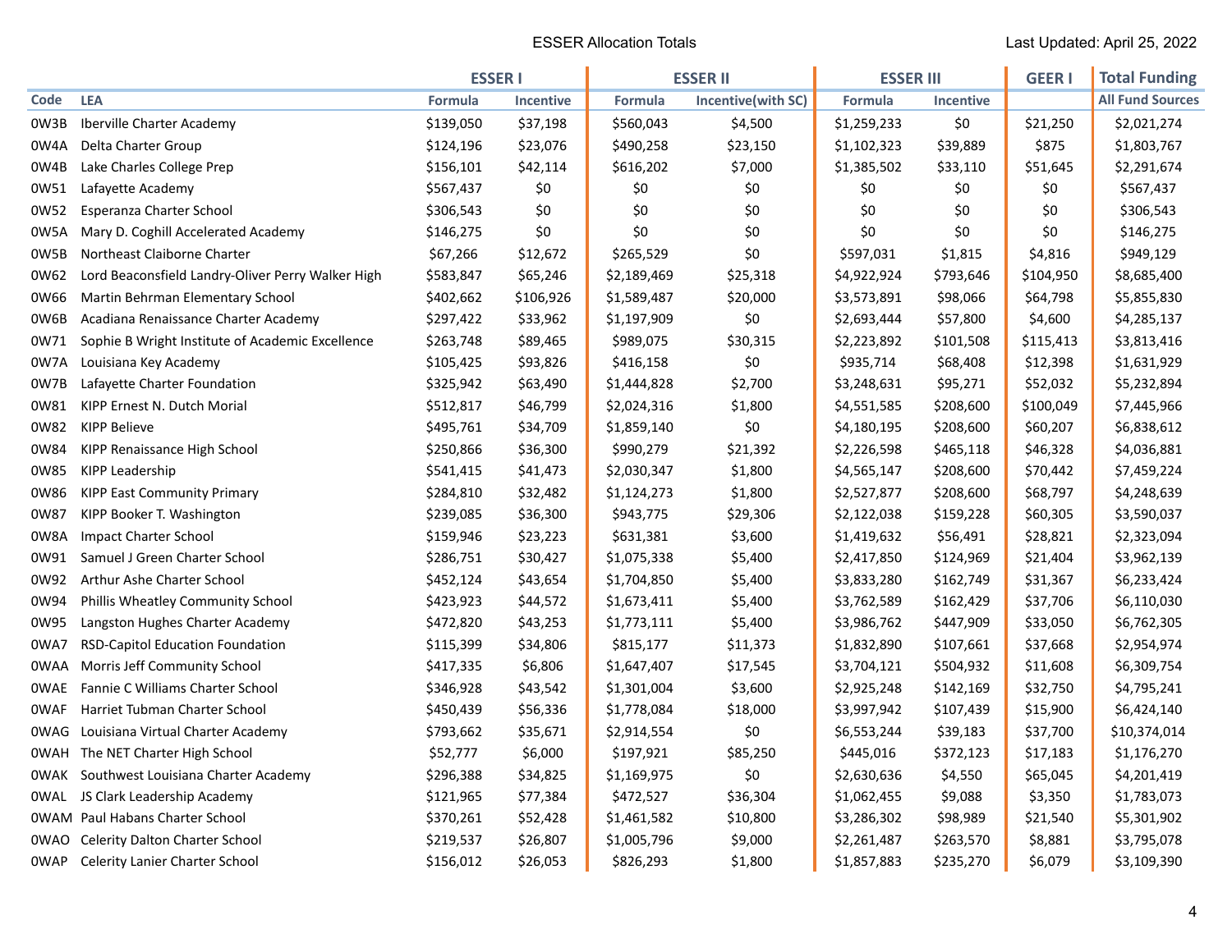ESSER Allocation Totals

Last Updated: April 25, 2022

| | | ESSER I | | ESSER II | | ESSER III | | GEER I | Total Funding |
|---|---|---|---|---|---|---|---|---|---|
| Code | LEA | Formula | Incentive | Formula | Incentive(with SC) | Formula | Incentive | | All Fund Sources |
| 0W3B | Iberville Charter Academy | $139,050 | $37,198 | $560,043 | $4,500 | $1,259,233 | $0 | $21,250 | $2,021,274 |
| 0W4A | Delta Charter Group | $124,196 | $23,076 | $490,258 | $23,150 | $1,102,323 | $39,889 | $875 | $1,803,767 |
| 0W4B | Lake Charles College Prep | $156,101 | $42,114 | $616,202 | $7,000 | $1,385,502 | $33,110 | $51,645 | $2,291,674 |
| 0W51 | Lafayette Academy | $567,437 | $0 | $0 | $0 | $0 | $0 | $0 | $567,437 |
| 0W52 | Esperanza Charter School | $306,543 | $0 | $0 | $0 | $0 | $0 | $0 | $306,543 |
| 0W5A | Mary D. Coghill Accelerated Academy | $146,275 | $0 | $0 | $0 | $0 | $0 | $0 | $146,275 |
| 0W5B | Northeast Claiborne Charter | $67,266 | $12,672 | $265,529 | $0 | $597,031 | $1,815 | $4,816 | $949,129 |
| 0W62 | Lord Beaconsfield Landry-Oliver Perry Walker High | $583,847 | $65,246 | $2,189,469 | $25,318 | $4,922,924 | $793,646 | $104,950 | $8,685,400 |
| 0W66 | Martin Behrman Elementary School | $402,662 | $106,926 | $1,589,487 | $20,000 | $3,573,891 | $98,066 | $64,798 | $5,855,830 |
| 0W6B | Acadiana Renaissance Charter Academy | $297,422 | $33,962 | $1,197,909 | $0 | $2,693,444 | $57,800 | $4,600 | $4,285,137 |
| 0W71 | Sophie B Wright Institute of Academic Excellence | $263,748 | $89,465 | $989,075 | $30,315 | $2,223,892 | $101,508 | $115,413 | $3,813,416 |
| 0W7A | Louisiana Key Academy | $105,425 | $93,826 | $416,158 | $0 | $935,714 | $68,408 | $12,398 | $1,631,929 |
| 0W7B | Lafayette Charter Foundation | $325,942 | $63,490 | $1,444,828 | $2,700 | $3,248,631 | $95,271 | $52,032 | $5,232,894 |
| 0W81 | KIPP Ernest N. Dutch Morial | $512,817 | $46,799 | $2,024,316 | $1,800 | $4,551,585 | $208,600 | $100,049 | $7,445,966 |
| 0W82 | KIPP Believe | $495,761 | $34,709 | $1,859,140 | $0 | $4,180,195 | $208,600 | $60,207 | $6,838,612 |
| 0W84 | KIPP Renaissance High School | $250,866 | $36,300 | $990,279 | $21,392 | $2,226,598 | $465,118 | $46,328 | $4,036,881 |
| 0W85 | KIPP Leadership | $541,415 | $41,473 | $2,030,347 | $1,800 | $4,565,147 | $208,600 | $70,442 | $7,459,224 |
| 0W86 | KIPP East Community Primary | $284,810 | $32,482 | $1,124,273 | $1,800 | $2,527,877 | $208,600 | $68,797 | $4,248,639 |
| 0W87 | KIPP Booker T. Washington | $239,085 | $36,300 | $943,775 | $29,306 | $2,122,038 | $159,228 | $60,305 | $3,590,037 |
| 0W8A | Impact Charter School | $159,946 | $23,223 | $631,381 | $3,600 | $1,419,632 | $56,491 | $28,821 | $2,323,094 |
| 0W91 | Samuel J Green Charter School | $286,751 | $30,427 | $1,075,338 | $5,400 | $2,417,850 | $124,969 | $21,404 | $3,962,139 |
| 0W92 | Arthur Ashe Charter School | $452,124 | $43,654 | $1,704,850 | $5,400 | $3,833,280 | $162,749 | $31,367 | $6,233,424 |
| 0W94 | Phillis Wheatley Community School | $423,923 | $44,572 | $1,673,411 | $5,400 | $3,762,589 | $162,429 | $37,706 | $6,110,030 |
| 0W95 | Langston Hughes Charter Academy | $472,820 | $43,253 | $1,773,111 | $5,400 | $3,986,762 | $447,909 | $33,050 | $6,762,305 |
| 0WA7 | RSD-Capitol Education Foundation | $115,399 | $34,806 | $815,177 | $11,373 | $1,832,890 | $107,661 | $37,668 | $2,954,974 |
| 0WAA | Morris Jeff Community School | $417,335 | $6,806 | $1,647,407 | $17,545 | $3,704,121 | $504,932 | $11,608 | $6,309,754 |
| 0WAE | Fannie C Williams Charter School | $346,928 | $43,542 | $1,301,004 | $3,600 | $2,925,248 | $142,169 | $32,750 | $4,795,241 |
| 0WAF | Harriet Tubman Charter School | $450,439 | $56,336 | $1,778,084 | $18,000 | $3,997,942 | $107,439 | $15,900 | $6,424,140 |
| 0WAG | Louisiana Virtual Charter Academy | $793,662 | $35,671 | $2,914,554 | $0 | $6,553,244 | $39,183 | $37,700 | $10,374,014 |
| 0WAH | The NET Charter High School | $52,777 | $6,000 | $197,921 | $85,250 | $445,016 | $372,123 | $17,183 | $1,176,270 |
| 0WAK | Southwest Louisiana Charter Academy | $296,388 | $34,825 | $1,169,975 | $0 | $2,630,636 | $4,550 | $65,045 | $4,201,419 |
| 0WAL | JS Clark Leadership Academy | $121,965 | $77,384 | $472,527 | $36,304 | $1,062,455 | $9,088 | $3,350 | $1,783,073 |
| 0WAM | Paul Habans Charter School | $370,261 | $52,428 | $1,461,582 | $10,800 | $3,286,302 | $98,989 | $21,540 | $5,301,902 |
| 0WAO | Celerity Dalton Charter School | $219,537 | $26,807 | $1,005,796 | $9,000 | $2,261,487 | $263,570 | $8,881 | $3,795,078 |
| 0WAP | Celerity Lanier Charter School | $156,012 | $26,053 | $826,293 | $1,800 | $1,857,883 | $235,270 | $6,079 | $3,109,390 |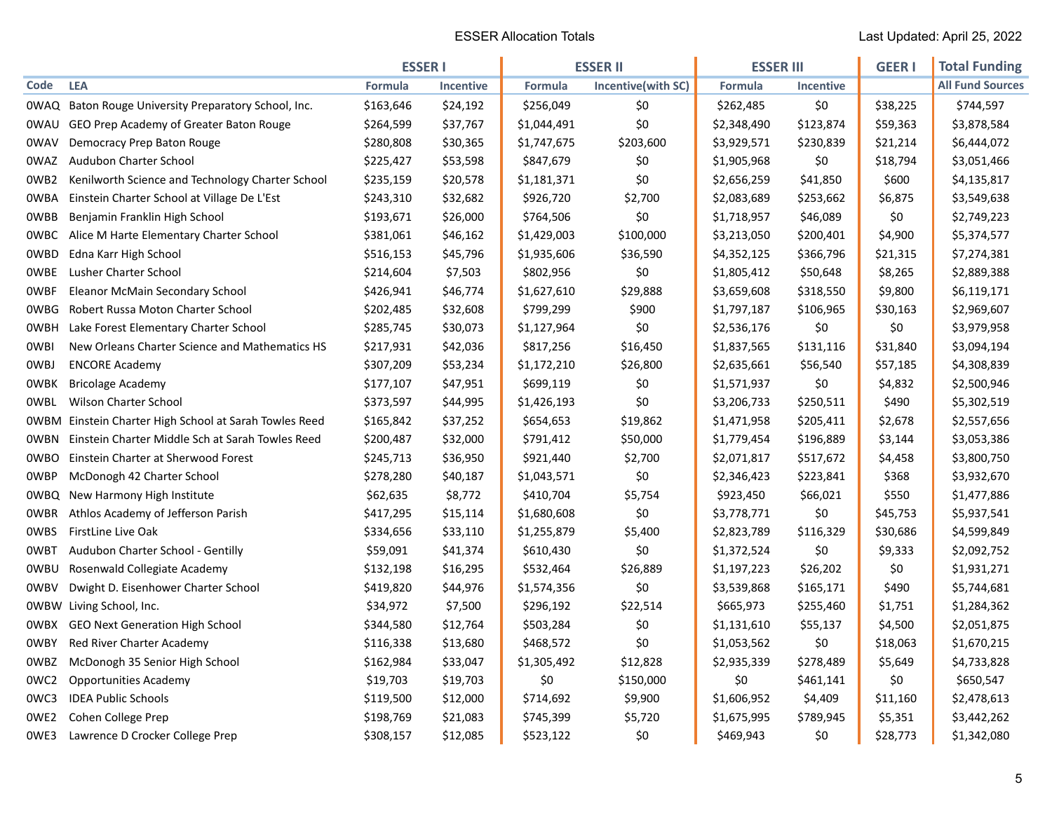ESSER Allocation Totals

Last Updated: April 25, 2022

| | | ESSER I | | ESSER II | | ESSER III | | GEER I | Total Funding |
|---|---|---|---|---|---|---|---|---|---|
| Code | LEA | Formula | Incentive | Formula | Incentive(with SC) | Formula | Incentive | | All Fund Sources |
| 0WAQ | Baton Rouge University Preparatory School, Inc. | $163,646 | $24,192 | $256,049 | $0 | $262,485 | $0 | $38,225 | $744,597 |
| 0WAU | GEO Prep Academy of Greater Baton Rouge | $264,599 | $37,767 | $1,044,491 | $0 | $2,348,490 | $123,874 | $59,363 | $3,878,584 |
| 0WAV | Democracy Prep Baton Rouge | $280,808 | $30,365 | $1,747,675 | $203,600 | $3,929,571 | $230,839 | $21,214 | $6,444,072 |
| 0WAZ | Audubon Charter School | $225,427 | $53,598 | $847,679 | $0 | $1,905,968 | $0 | $18,794 | $3,051,466 |
| 0WB2 | Kenilworth Science and Technology Charter School | $235,159 | $20,578 | $1,181,371 | $0 | $2,656,259 | $41,850 | $600 | $4,135,817 |
| 0WBA | Einstein Charter School at Village De L'Est | $243,310 | $32,682 | $926,720 | $2,700 | $2,083,689 | $253,662 | $6,875 | $3,549,638 |
| 0WBB | Benjamin Franklin High School | $193,671 | $26,000 | $764,506 | $0 | $1,718,957 | $46,089 | $0 | $2,749,223 |
| 0WBC | Alice M Harte Elementary Charter School | $381,061 | $46,162 | $1,429,003 | $100,000 | $3,213,050 | $200,401 | $4,900 | $5,374,577 |
| 0WBD | Edna Karr High School | $516,153 | $45,796 | $1,935,606 | $36,590 | $4,352,125 | $366,796 | $21,315 | $7,274,381 |
| 0WBE | Lusher Charter School | $214,604 | $7,503 | $802,956 | $0 | $1,805,412 | $50,648 | $8,265 | $2,889,388 |
| 0WBF | Eleanor McMain Secondary School | $426,941 | $46,774 | $1,627,610 | $29,888 | $3,659,608 | $318,550 | $9,800 | $6,119,171 |
| 0WBG | Robert Russa Moton Charter School | $202,485 | $32,608 | $799,299 | $900 | $1,797,187 | $106,965 | $30,163 | $2,969,607 |
| 0WBH | Lake Forest Elementary Charter School | $285,745 | $30,073 | $1,127,964 | $0 | $2,536,176 | $0 | $0 | $3,979,958 |
| 0WBI | New Orleans Charter Science and Mathematics HS | $217,931 | $42,036 | $817,256 | $16,450 | $1,837,565 | $131,116 | $31,840 | $3,094,194 |
| 0WBJ | ENCORE Academy | $307,209 | $53,234 | $1,172,210 | $26,800 | $2,635,661 | $56,540 | $57,185 | $4,308,839 |
| 0WBK | Bricolage Academy | $177,107 | $47,951 | $699,119 | $0 | $1,571,937 | $0 | $4,832 | $2,500,946 |
| 0WBL | Wilson Charter School | $373,597 | $44,995 | $1,426,193 | $0 | $3,206,733 | $250,511 | $490 | $5,302,519 |
| 0WBM | Einstein Charter High School at Sarah Towles Reed | $165,842 | $37,252 | $654,653 | $19,862 | $1,471,958 | $205,411 | $2,678 | $2,557,656 |
| 0WBN | Einstein Charter Middle Sch at Sarah Towles Reed | $200,487 | $32,000 | $791,412 | $50,000 | $1,779,454 | $196,889 | $3,144 | $3,053,386 |
| 0WBO | Einstein Charter at Sherwood Forest | $245,713 | $36,950 | $921,440 | $2,700 | $2,071,817 | $517,672 | $4,458 | $3,800,750 |
| 0WBP | McDonogh 42 Charter School | $278,280 | $40,187 | $1,043,571 | $0 | $2,346,423 | $223,841 | $368 | $3,932,670 |
| 0WBQ | New Harmony High Institute | $62,635 | $8,772 | $410,704 | $5,754 | $923,450 | $66,021 | $550 | $1,477,886 |
| 0WBR | Athlos Academy of Jefferson Parish | $417,295 | $15,114 | $1,680,608 | $0 | $3,778,771 | $0 | $45,753 | $5,937,541 |
| 0WBS | FirstLine Live Oak | $334,656 | $33,110 | $1,255,879 | $5,400 | $2,823,789 | $116,329 | $30,686 | $4,599,849 |
| 0WBT | Audubon Charter School - Gentilly | $59,091 | $41,374 | $610,430 | $0 | $1,372,524 | $0 | $9,333 | $2,092,752 |
| 0WBU | Rosenwald Collegiate Academy | $132,198 | $16,295 | $532,464 | $26,889 | $1,197,223 | $26,202 | $0 | $1,931,271 |
| 0WBV | Dwight D. Eisenhower Charter School | $419,820 | $44,976 | $1,574,356 | $0 | $3,539,868 | $165,171 | $490 | $5,744,681 |
| 0WBW | Living School, Inc. | $34,972 | $7,500 | $296,192 | $22,514 | $665,973 | $255,460 | $1,751 | $1,284,362 |
| 0WBX | GEO Next Generation High School | $344,580 | $12,764 | $503,284 | $0 | $1,131,610 | $55,137 | $4,500 | $2,051,875 |
| 0WBY | Red River Charter Academy | $116,338 | $13,680 | $468,572 | $0 | $1,053,562 | $0 | $18,063 | $1,670,215 |
| 0WBZ | McDonogh 35 Senior High School | $162,984 | $33,047 | $1,305,492 | $12,828 | $2,935,339 | $278,489 | $5,649 | $4,733,828 |
| 0WC2 | Opportunities Academy | $19,703 | $19,703 | $0 | $150,000 | $0 | $461,141 | $0 | $650,547 |
| 0WC3 | IDEA Public Schools | $119,500 | $12,000 | $714,692 | $9,900 | $1,606,952 | $4,409 | $11,160 | $2,478,613 |
| 0WE2 | Cohen College Prep | $198,769 | $21,083 | $745,399 | $5,720 | $1,675,995 | $789,945 | $5,351 | $3,442,262 |
| 0WE3 | Lawrence D Crocker College Prep | $308,157 | $12,085 | $523,122 | $0 | $469,943 | $0 | $28,773 | $1,342,080 |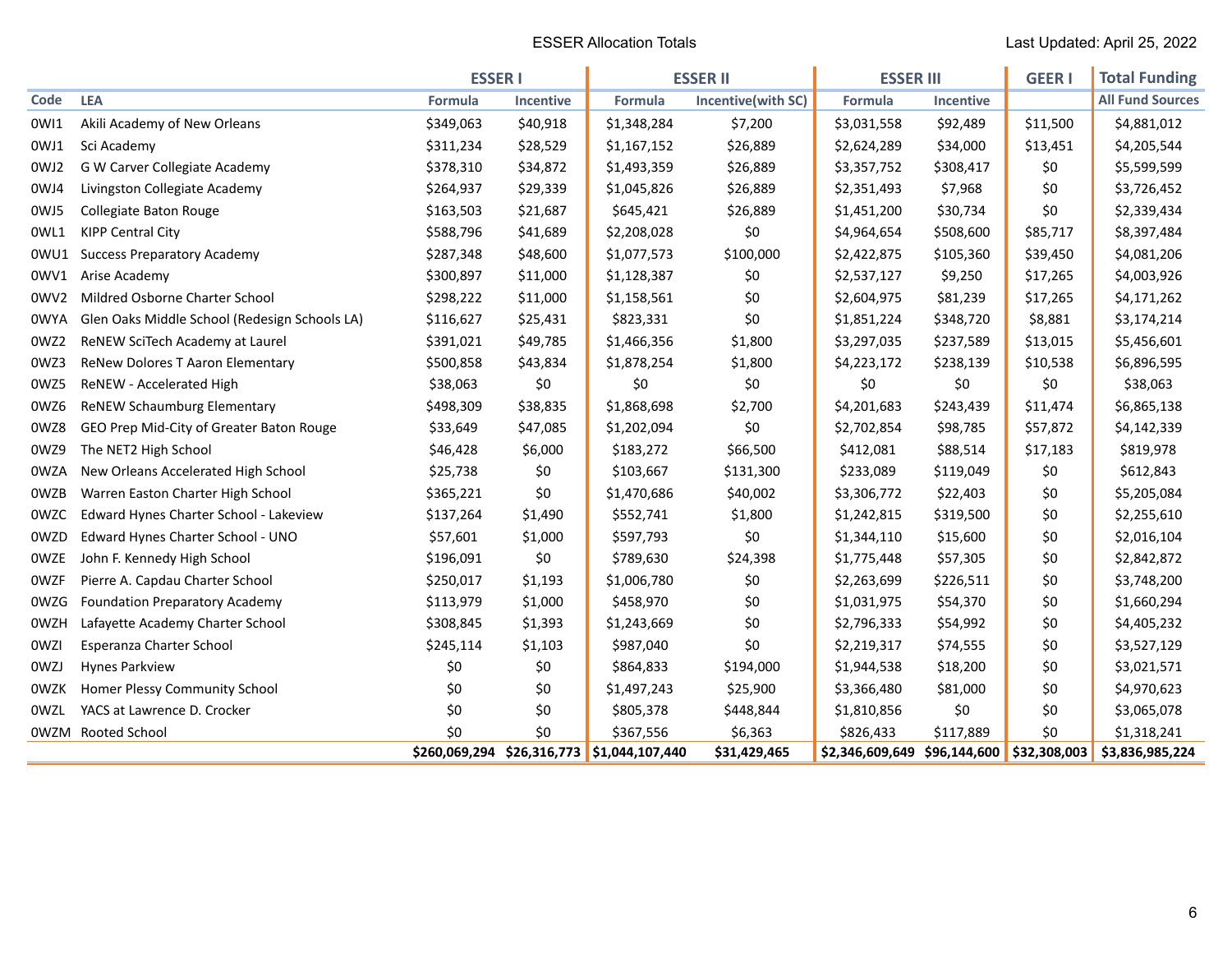ESSER Allocation Totals

Last Updated: April 25, 2022

| Code | LEA | ESSER I | | ESSER II | | ESSER III | | GEER I | Total Funding |
|---|---|---|---|---|---|---|---|---|---|
| | | Formula | Incentive | Formula | Incentive(with SC) | Formula | Incentive | | All Fund Sources |
| 0WI1 | Akili Academy of New Orleans | $349,063 | $40,918 | $1,348,284 | $7,200 | $3,031,558 | $92,489 | $11,500 | $4,881,012 |
| 0WJ1 | Sci Academy | $311,234 | $28,529 | $1,167,152 | $26,889 | $2,624,289 | $34,000 | $13,451 | $4,205,544 |
| 0WJ2 | G W Carver Collegiate Academy | $378,310 | $34,872 | $1,493,359 | $26,889 | $3,357,752 | $308,417 | $0 | $5,599,599 |
| 0WJ4 | Livingston Collegiate Academy | $264,937 | $29,339 | $1,045,826 | $26,889 | $2,351,493 | $7,968 | $0 | $3,726,452 |
| 0WJ5 | Collegiate Baton Rouge | $163,503 | $21,687 | $645,421 | $26,889 | $1,451,200 | $30,734 | $0 | $2,339,434 |
| 0WL1 | KIPP Central City | $588,796 | $41,689 | $2,208,028 | $0 | $4,964,654 | $508,600 | $85,717 | $8,397,484 |
| 0WU1 | Success Preparatory Academy | $287,348 | $48,600 | $1,077,573 | $100,000 | $2,422,875 | $105,360 | $39,450 | $4,081,206 |
| 0WV1 | Arise Academy | $300,897 | $11,000 | $1,128,387 | $0 | $2,537,127 | $9,250 | $17,265 | $4,003,926 |
| 0WV2 | Mildred Osborne Charter School | $298,222 | $11,000 | $1,158,561 | $0 | $2,604,975 | $81,239 | $17,265 | $4,171,262 |
| 0WYA | Glen Oaks Middle School (Redesign Schools LA) | $116,627 | $25,431 | $823,331 | $0 | $1,851,224 | $348,720 | $8,881 | $3,174,214 |
| 0WZ2 | ReNEW SciTech Academy at Laurel | $391,021 | $49,785 | $1,466,356 | $1,800 | $3,297,035 | $237,589 | $13,015 | $5,456,601 |
| 0WZ3 | ReNew Dolores T Aaron Elementary | $500,858 | $43,834 | $1,878,254 | $1,800 | $4,223,172 | $238,139 | $10,538 | $6,896,595 |
| 0WZ5 | ReNEW - Accelerated High | $38,063 | $0 | $0 | $0 | $0 | $0 | $0 | $38,063 |
| 0WZ6 | ReNEW Schaumburg Elementary | $498,309 | $38,835 | $1,868,698 | $2,700 | $4,201,683 | $243,439 | $11,474 | $6,865,138 |
| 0WZ8 | GEO Prep Mid-City of Greater Baton Rouge | $33,649 | $47,085 | $1,202,094 | $0 | $2,702,854 | $98,785 | $57,872 | $4,142,339 |
| 0WZ9 | The NET2 High School | $46,428 | $6,000 | $183,272 | $66,500 | $412,081 | $88,514 | $17,183 | $819,978 |
| 0WZA | New Orleans Accelerated High School | $25,738 | $0 | $103,667 | $131,300 | $233,089 | $119,049 | $0 | $612,843 |
| 0WZB | Warren Easton Charter High School | $365,221 | $0 | $1,470,686 | $40,002 | $3,306,772 | $22,403 | $0 | $5,205,084 |
| 0WZC | Edward Hynes Charter School - Lakeview | $137,264 | $1,490 | $552,741 | $1,800 | $1,242,815 | $319,500 | $0 | $2,255,610 |
| 0WZD | Edward Hynes Charter School - UNO | $57,601 | $1,000 | $597,793 | $0 | $1,344,110 | $15,600 | $0 | $2,016,104 |
| 0WZE | John F. Kennedy High School | $196,091 | $0 | $789,630 | $24,398 | $1,775,448 | $57,305 | $0 | $2,842,872 |
| 0WZF | Pierre A. Capdau Charter School | $250,017 | $1,193 | $1,006,780 | $0 | $2,263,699 | $226,511 | $0 | $3,748,200 |
| 0WZG | Foundation Preparatory Academy | $113,979 | $1,000 | $458,970 | $0 | $1,031,975 | $54,370 | $0 | $1,660,294 |
| 0WZH | Lafayette Academy Charter School | $308,845 | $1,393 | $1,243,669 | $0 | $2,796,333 | $54,992 | $0 | $4,405,232 |
| 0WZI | Esperanza Charter School | $245,114 | $1,103 | $987,040 | $0 | $2,219,317 | $74,555 | $0 | $3,527,129 |
| 0WZJ | Hynes Parkview | $0 | $0 | $864,833 | $194,000 | $1,944,538 | $18,200 | $0 | $3,021,571 |
| 0WZK | Homer Plessy Community School | $0 | $0 | $1,497,243 | $25,900 | $3,366,480 | $81,000 | $0 | $4,970,623 |
| 0WZL | YACS at Lawrence D. Crocker | $0 | $0 | $805,378 | $448,844 | $1,810,856 | $0 | $0 | $3,065,078 |
| 0WZM | Rooted School | $0 | $0 | $367,556 | $6,363 | $826,433 | $117,889 | $0 | $1,318,241 |
| | | **$260,069,294** | **$26,316,773** | **$1,044,107,440** | **$31,429,465** | **$2,346,609,649** | **$96,144,600** | **$32,308,003** | **$3,836,985,224** |